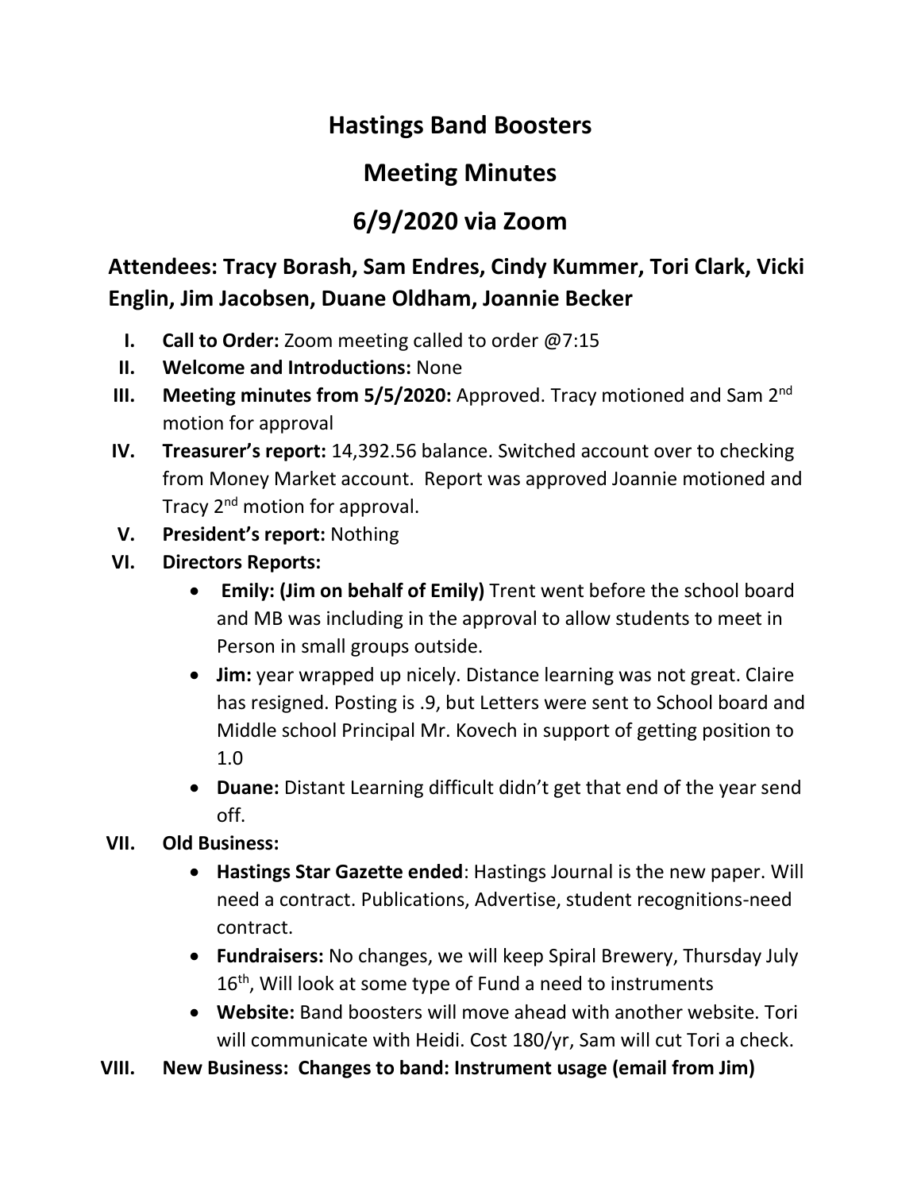# Hastings Band Boosters

## Meeting Minutes

## 6/9/2020 via Zoom

### Attendees: Tracy Borash, Sam Endres, Cindy Kummer, Tori Clark, Vicki Englin, Jim Jacobsen, Duane Oldham, Joannie Becker

I. **Call to Order:** Zoom meeting called to order @7:15

II. **Welcome and Introductions:** None

III. **Meeting minutes from 5/5/2020:** Approved. Tracy motioned and Sam 2nd motion for approval

IV. **Treasurer's report:** 14,392.56 balance. Switched account over to checking from Money Market account. Report was approved Joannie motioned and Tracy 2nd motion for approval.

V. **President's report:** Nothing

VI. **Directors Reports:**
   - **Emily: (Jim on behalf of Emily)** Trent went before the school board and MB was including in the approval to allow students to meet in Person in small groups outside.
   - **Jim:** year wrapped up nicely. Distance learning was not great. Claire has resigned. Posting is .9, but Letters were sent to School board and Middle school Principal Mr. Kovech in support of getting position to 1.0
   - **Duane:** Distant Learning difficult didn't get that end of the year send off.

VII. **Old Business:**
   - **Hastings Star Gazette ended**: Hastings Journal is the new paper. Will need a contract. Publications, Advertise, student recognitions-need contract.
   - **Fundraisers:** No changes, we will keep Spiral Brewery, Thursday July 16th, Will look at some type of Fund a need to instruments
   - **Website:** Band boosters will move ahead with another website. Tori will communicate with Heidi. Cost 180/yr, Sam will cut Tori a check.

VIII. **New Business: Changes to band: Instrument usage (email from Jim)**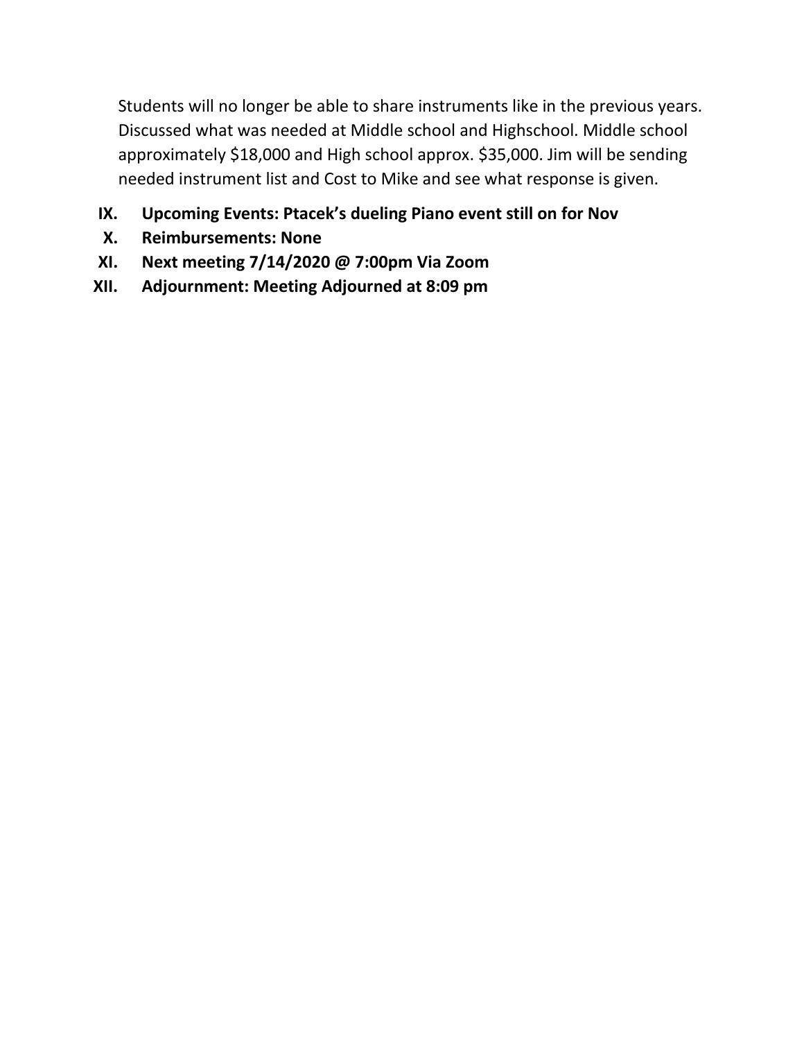Students will no longer be able to share instruments like in the previous years. Discussed what was needed at Middle school and Highschool. Middle school approximately $18,000 and High school approx. $35,000. Jim will be sending needed instrument list and Cost to Mike and see what response is given.

IX. **Upcoming Events: Ptacek's dueling Piano event still on for Nov**

X. **Reimbursements: None**

XI. **Next meeting 7/14/2020 @ 7:00pm Via Zoom**

XII. **Adjournment: Meeting Adjourned at 8:09 pm**